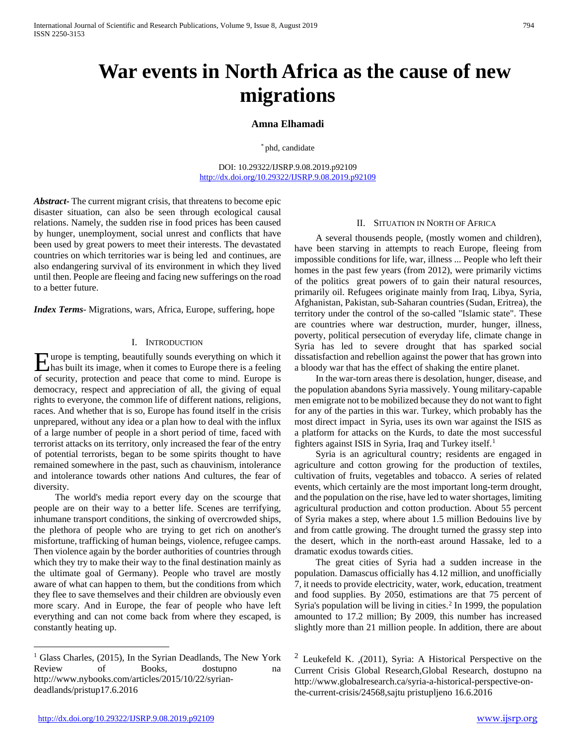# War events in North Africa as the cause of new migrations

**Amna Elhamadi**

[*] phd, candidate

DOI: 10.29322/IJSRP.9.08.2019.p92109
http://dx.doi.org/10.29322/IJSRP.9.08.2019.p92109

***Abstract***- The current migrant crisis, that threatens to become epic disaster situation, can also be seen through ecological causal relations. Namely, the sudden rise in food prices has been caused by hunger, unemployment, social unrest and conflicts that have been used by great powers to meet their interests. The devastated countries on which territories war is being led and continues, are also endangering survival of its environment in which they lived until then. People are fleeing and facing new sufferings on the road to a better future.

***Index Terms***- Migrations, wars, Africa, Europe, suffering, hope

## I. Introduction

Europe is tempting, beautifully sounds everything on which it has built its image, when it comes to Europe there is a feeling of security, protection and peace that come to mind. Europe is democracy, respect and appreciation of all, the giving of equal rights to everyone, the common life of different nations, religions, races. And whether that is so, Europe has found itself in the crisis unprepared, without any idea or a plan how to deal with the influx of a large number of people in a short period of time, faced with terrorist attacks on its territory, only increased the fear of the entry of potential terrorists, began to be some spirits thought to have remained somewhere in the past, such as chauvinism, intolerance and intolerance towards other nations And cultures, the fear of diversity.

The world's media report every day on the scourge that people are on their way to a better life. Scenes are terrifying, inhumane transport conditions, the sinking of overcrowded ships, the plethora of people who are trying to get rich on another's misfortune, trafficking of human beings, violence, refugee camps. Then violence again by the border authorities of countries through which they try to make their way to the final destination mainly as the ultimate goal of Germany). People who travel are mostly aware of what can happen to them, but the conditions from which they flee to save themselves and their children are obviously even more scary. And in Europe, the fear of people who have left everything and can not come back from where they escaped, is constantly heating up.

## II. Situation in North of Africa

A several thousends people, (mostly women and children), have been starving in attempts to reach Europe, fleeing from impossible conditions for life, war, illness ... People who left their homes in the past few years (from 2012), were primarily victims of the politics great powers of to gain their natural resources, primarily oil. Refugees originate mainly from Iraq, Libya, Syria, Afghanistan, Pakistan, sub-Saharan countries (Sudan, Eritrea), the territory under the control of the so-called "Islamic state". These are countries where war destruction, murder, hunger, illness, poverty, political persecution of everyday life, climate change in Syria has led to severe drought that has sparked social dissatisfaction and rebellion against the power that has grown into a bloody war that has the effect of shaking the entire planet.

In the war-torn areas there is desolation, hunger, disease, and the population abandons Syria massively. Young military-capable men emigrate not to be mobilized because they do not want to fight for any of the parties in this war. Turkey, which probably has the most direct impact in Syria, uses its own war against the ISIS as a platform for attacks on the Kurds, to date the most successful fighters against ISIS in Syria, Iraq and Turkey itself.[1]

Syria is an agricultural country; residents are engaged in agriculture and cotton growing for the production of textiles, cultivation of fruits, vegetables and tobacco. A series of related events, which certainly are the most important long-term drought, and the population on the rise, have led to water shortages, limiting agricultural production and cotton production. About 55 percent of Syria makes a step, where about 1.5 million Bedouins live by and from cattle growing. The drought turned the grassy step into the desert, which in the north-east around Hassake, led to a dramatic exodus towards cities.

The great cities of Syria had a sudden increase in the population. Damascus officially has 4.12 million, and unofficially 7, it needs to provide electricity, water, work, education, treatment and food supplies. By 2050, estimations are that 75 percent of Syria's population will be living in cities.[2] In 1999, the population amounted to 17.2 million; By 2009, this number has increased slightly more than 21 million people. In addition, there are about

---

[1] Glass Charles, (2015), In the Syrian Deadlands, The New York Review of Books, dostupno na http://www.nybooks.com/articles/2015/10/22/syrian-deadlands/pristup17.6.2016

[2] Leukefeld K. ,(2011), Syria: A Historical Perspective on the Current Crisis Global Research,Global Research, dostupno na http://www.globalresearch.ca/syria-a-historical-perspective-on-the-current-crisis/24568,sajtu pristupljeno 16.6.2016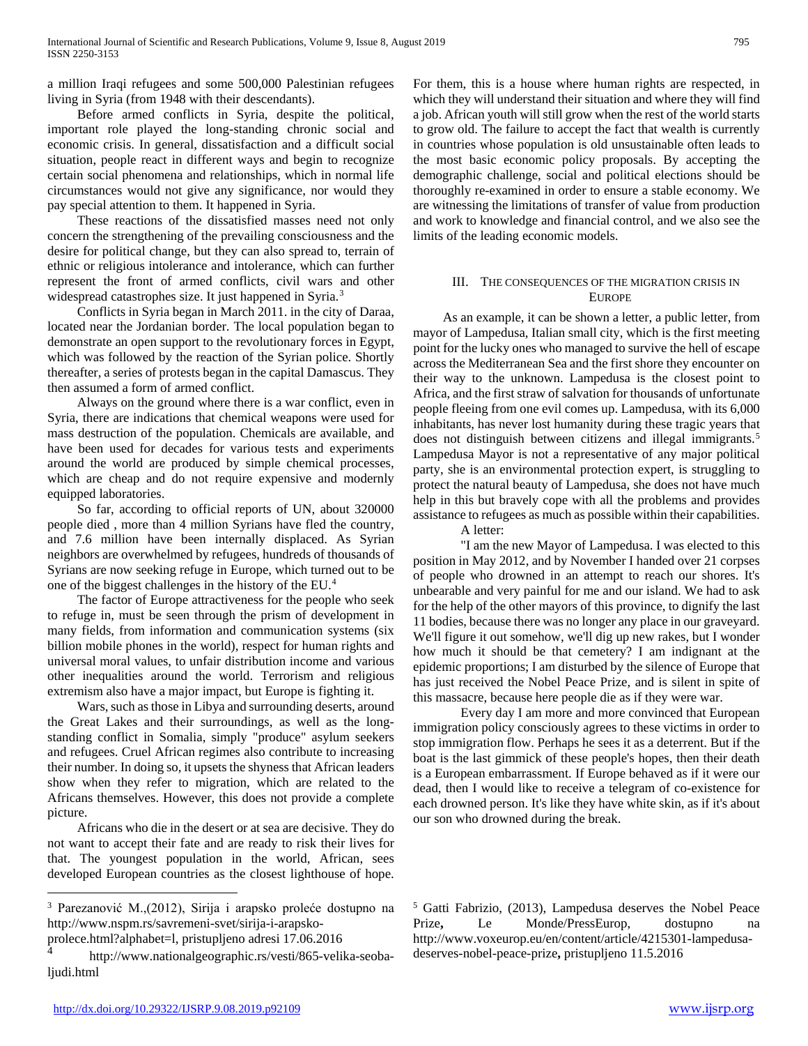a million Iraqi refugees and some 500,000 Palestinian refugees living in Syria (from 1948 with their descendants).

Before armed conflicts in Syria, despite the political, important role played the long-standing chronic social and economic crisis. In general, dissatisfaction and a difficult social situation, people react in different ways and begin to recognize certain social phenomena and relationships, which in normal life circumstances would not give any significance, nor would they pay special attention to them. It happened in Syria.

These reactions of the dissatisfied masses need not only concern the strengthening of the prevailing consciousness and the desire for political change, but they can also spread to, terrain of ethnic or religious intolerance and intolerance, which can further represent the front of armed conflicts, civil wars and other widespread catastrophes size. It just happened in Syria.[3]

Conflicts in Syria began in March 2011. in the city of Daraa, located near the Jordanian border. The local population began to demonstrate an open support to the revolutionary forces in Egypt, which was followed by the reaction of the Syrian police. Shortly thereafter, a series of protests began in the capital Damascus. They then assumed a form of armed conflict.

Always on the ground where there is a war conflict, even in Syria, there are indications that chemical weapons were used for mass destruction of the population. Chemicals are available, and have been used for decades for various tests and experiments around the world are produced by simple chemical processes, which are cheap and do not require expensive and modernly equipped laboratories.

So far, according to official reports of UN, about 320000 people died , more than 4 million Syrians have fled the country, and 7.6 million have been internally displaced. As Syrian neighbors are overwhelmed by refugees, hundreds of thousands of Syrians are now seeking refuge in Europe, which turned out to be one of the biggest challenges in the history of the EU.[4]

The factor of Europe attractiveness for the people who seek to refuge in, must be seen through the prism of development in many fields, from information and communication systems (six billion mobile phones in the world), respect for human rights and universal moral values, to unfair distribution income and various other inequalities around the world. Terrorism and religious extremism also have a major impact, but Europe is fighting it.

Wars, such as those in Libya and surrounding deserts, around the Great Lakes and their surroundings, as well as the long-standing conflict in Somalia, simply "produce" asylum seekers and refugees. Cruel African regimes also contribute to increasing their number. In doing so, it upsets the shyness that African leaders show when they refer to migration, which are related to the Africans themselves. However, this does not provide a complete picture.

Africans who die in the desert or at sea are decisive. They do not want to accept their fate and are ready to risk their lives for that. The youngest population in the world, African, sees developed European countries as the closest lighthouse of hope. For them, this is a house where human rights are respected, in which they will understand their situation and where they will find a job. African youth will still grow when the rest of the world starts to grow old. The failure to accept the fact that wealth is currently in countries whose population is old unsustainable often leads to the most basic economic policy proposals. By accepting the demographic challenge, social and political elections should be thoroughly re-examined in order to ensure a stable economy. We are witnessing the limitations of transfer of value from production and work to knowledge and financial control, and we also see the limits of the leading economic models.

## III. The Consequences of the Migration Crisis in Europe

As an example, it can be shown a letter, a public letter, from mayor of Lampedusa, Italian small city, which is the first meeting point for the lucky ones who managed to survive the hell of escape across the Mediterranean Sea and the first shore they encounter on their way to the unknown. Lampedusa is the closest point to Africa, and the first straw of salvation for thousands of unfortunate people fleeing from one evil comes up. Lampedusa, with its 6,000 inhabitants, has never lost humanity during these tragic years that does not distinguish between citizens and illegal immigrants.[5] Lampedusa Mayor is not a representative of any major political party, she is an environmental protection expert, is struggling to protect the natural beauty of Lampedusa, she does not have much help in this but bravely cope with all the problems and provides assistance to refugees as much as possible within their capabilities.

A letter:

"I am the new Mayor of Lampedusa. I was elected to this position in May 2012, and by November I handed over 21 corpses of people who drowned in an attempt to reach our shores. It's unbearable and very painful for me and our island. We had to ask for the help of the other mayors of this province, to dignify the last 11 bodies, because there was no longer any place in our graveyard. We'll figure it out somehow, we'll dig up new rakes, but I wonder how much it should be that cemetery? I am indignant at the epidemic proportions; I am disturbed by the silence of Europe that has just received the Nobel Peace Prize, and is silent in spite of this massacre, because here people die as if they were war.

Every day I am more and more convinced that European immigration policy consciously agrees to these victims in order to stop immigration flow. Perhaps he sees it as a deterrent. But if the boat is the last gimmick of these people's hopes, then their death is a European embarrassment. If Europe behaved as if it were our dead, then I would like to receive a telegram of co-existence for each drowned person. It's like they have white skin, as if it's about our son who drowned during the break.

---

[3] Parezanović M.,(2012), Sirija i arapsko proleće dostupno na http://www.nspm.rs/savremeni-svet/sirija-i-arapsko-prolece.html?alphabet=l, pristupljeno adresi 17.06.2016

[4] http://www.nationalgeographic.rs/vesti/865-velika-seoba-ljudi.html

[5] Gatti Fabrizio, (2013), Lampedusa deserves the Nobel Peace Prize, Le Monde/PressEurop, dostupno na http://www.voxeurop.eu/en/content/article/4215301-lampedusa-deserves-nobel-peace-prize, pristupljeno 11.5.2016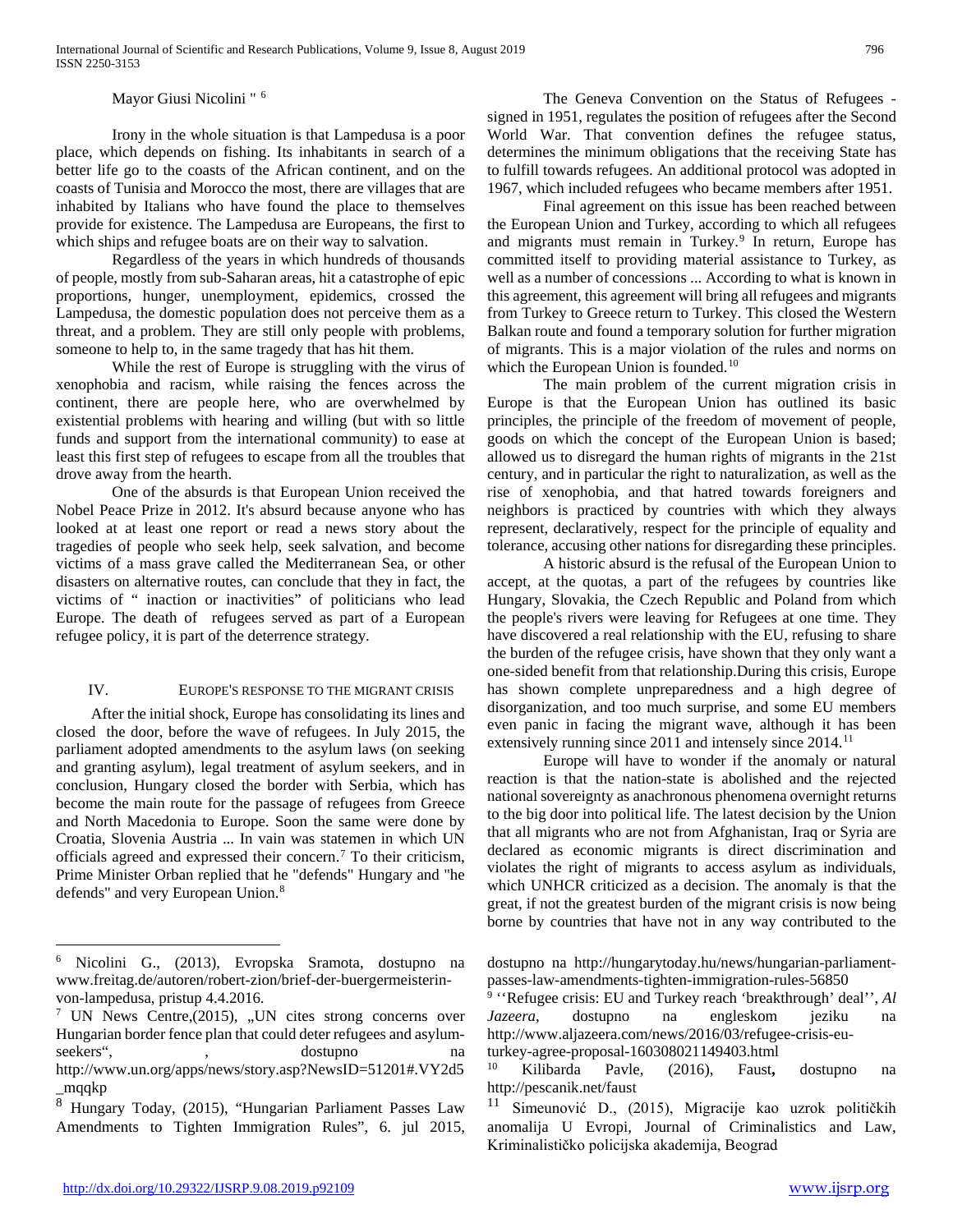Mayor Giusi Nicolini " [6]

Irony in the whole situation is that Lampedusa is a poor place, which depends on fishing. Its inhabitants in search of a better life go to the coasts of the African continent, and on the coasts of Tunisia and Morocco the most, there are villages that are inhabited by Italians who have found the place to themselves provide for existence. The Lampedusa are Europeans, the first to which ships and refugee boats are on their way to salvation.

Regardless of the years in which hundreds of thousands of people, mostly from sub-Saharan areas, hit a catastrophe of epic proportions, hunger, unemployment, epidemics, crossed the Lampedusa, the domestic population does not perceive them as a threat, and a problem. They are still only people with problems, someone to help to, in the same tragedy that has hit them.

While the rest of Europe is struggling with the virus of xenophobia and racism, while raising the fences across the continent, there are people here, who are overwhelmed by existential problems with hearing and willing (but with so little funds and support from the international community) to ease at least this first step of refugees to escape from all the troubles that drove away from the hearth.

One of the absurds is that European Union received the Nobel Peace Prize in 2012. It's absurd because anyone who has looked at at least one report or read a news story about the tragedies of people who seek help, seek salvation, and become victims of a mass grave called the Mediterranean Sea, or other disasters on alternative routes, can conclude that they in fact, the victims of " inaction or inactivities" of politicians who lead Europe. The death of refugees served as part of a European refugee policy, it is part of the deterrence strategy.

## IV. Europe's response to the migrant crisis

After the initial shock, Europe has consolidating its lines and closed the door, before the wave of refugees. In July 2015, the parliament adopted amendments to the asylum laws (on seeking and granting asylum), legal treatment of asylum seekers, and in conclusion, Hungary closed the border with Serbia, which has become the main route for the passage of refugees from Greece and North Macedonia to Europe. Soon the same were done by Croatia, Slovenia Austria ... In vain was statemen in which UN officials agreed and expressed their concern.[7] To their criticism, Prime Minister Orban replied that he "defends" Hungary and "he defends" and very European Union.[8]

The Geneva Convention on the Status of Refugees - signed in 1951, regulates the position of refugees after the Second World War. That convention defines the refugee status, determines the minimum obligations that the receiving State has to fulfill towards refugees. An additional protocol was adopted in 1967, which included refugees who became members after 1951.

Final agreement on this issue has been reached between the European Union and Turkey, according to which all refugees and migrants must remain in Turkey.[9] In return, Europe has committed itself to providing material assistance to Turkey, as well as a number of concessions ... According to what is known in this agreement, this agreement will bring all refugees and migrants from Turkey to Greece return to Turkey. This closed the Western Balkan route and found a temporary solution for further migration of migrants. This is a major violation of the rules and norms on which the European Union is founded.[10]

The main problem of the current migration crisis in Europe is that the European Union has outlined its basic principles, the principle of the freedom of movement of people, goods on which the concept of the European Union is based; allowed us to disregard the human rights of migrants in the 21st century, and in particular the right to naturalization, as well as the rise of xenophobia, and that hatred towards foreigners and neighbors is practiced by countries with which they always represent, declaratively, respect for the principle of equality and tolerance, accusing other nations for disregarding these principles.

A historic absurd is the refusal of the European Union to accept, at the quotas, a part of the refugees by countries like Hungary, Slovakia, the Czech Republic and Poland from which the people's rivers were leaving for Refugees at one time. They have discovered a real relationship with the EU, refusing to share the burden of the refugee crisis, have shown that they only want a one-sided benefit from that relationship.During this crisis, Europe has shown complete unpreparedness and a high degree of disorganization, and too much surprise, and some EU members even panic in facing the migrant wave, although it has been extensively running since 2011 and intensely since 2014.[11]

Europe will have to wonder if the anomaly or natural reaction is that the nation-state is abolished and the rejected national sovereignty as anachronous phenomena overnight returns to the big door into political life. The latest decision by the Union that all migrants who are not from Afghanistan, Iraq or Syria are declared as economic migrants is direct discrimination and violates the right of migrants to access asylum as individuals, which UNHCR criticized as a decision. The anomaly is that the great, if not the greatest burden of the migrant crisis is now being borne by countries that have not in any way contributed to the

---

[6] Nicolini G., (2013), Evropska Sramota, dostupno na www.freitag.de/autoren/robert-zion/brief-der-buergermeisterin-von-lampedusa, pristup 4.4.2016.

[7] UN News Centre,(2015), „UN cites strong concerns over Hungarian border fence plan that could deter refugees and asylum-seekers", , dostupno na http://www.un.org/apps/news/story.asp?NewsID=51201#.VY2d5_mqqkp

[8] Hungary Today, (2015), "Hungarian Parliament Passes Law Amendments to Tighten Immigration Rules", 6. jul 2015, dostupno na http://hungarytoday.hu/news/hungarian-parliament-passes-law-amendments-tighten-immigration-rules-56850

[9] ''Refugee crisis: EU and Turkey reach 'breakthrough' deal'', *Al Jazeera*, dostupno na engleskom jeziku na http://www.aljazeera.com/news/2016/03/refugee-crisis-eu-turkey-agree-proposal-160308021149403.html

[10] Kilibarda Pavle, (2016), Faust**,** dostupno na http://pescanik.net/faust

[11] Simeunović D., (2015), Migracije kao uzrok političkih anomalija U Evropi, Journal of Criminalistics and Law, Kriminalističko policijska akademija, Beograd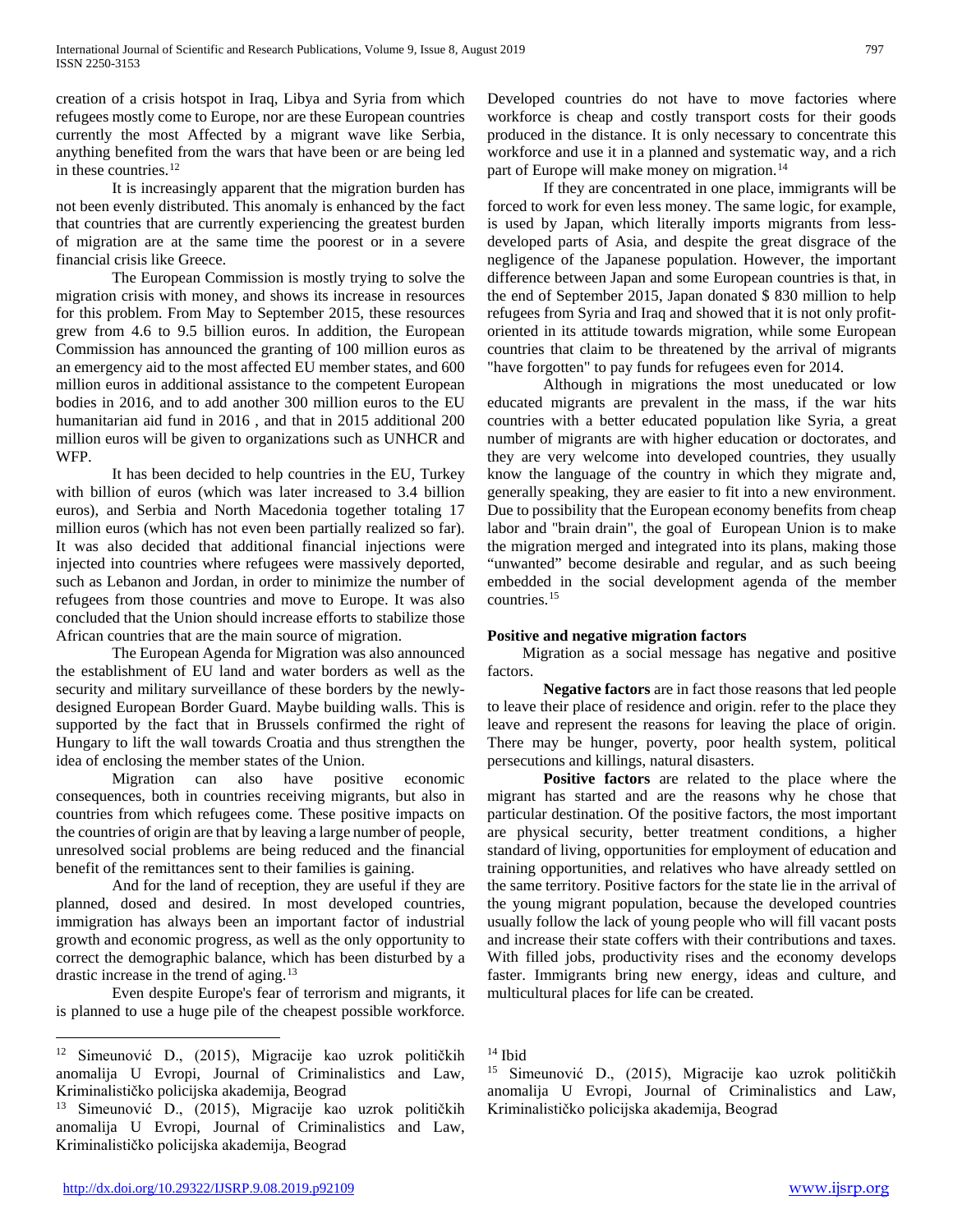creation of a crisis hotspot in Iraq, Libya and Syria from which refugees mostly come to Europe, nor are these European countries currently the most Affected by a migrant wave like Serbia, anything benefited from the wars that have been or are being led in these countries.[12]

It is increasingly apparent that the migration burden has not been evenly distributed. This anomaly is enhanced by the fact that countries that are currently experiencing the greatest burden of migration are at the same time the poorest or in a severe financial crisis like Greece.

The European Commission is mostly trying to solve the migration crisis with money, and shows its increase in resources for this problem. From May to September 2015, these resources grew from 4.6 to 9.5 billion euros. In addition, the European Commission has announced the granting of 100 million euros as an emergency aid to the most affected EU member states, and 600 million euros in additional assistance to the competent European bodies in 2016, and to add another 300 million euros to the EU humanitarian aid fund in 2016 , and that in 2015 additional 200 million euros will be given to organizations such as UNHCR and WFP.

It has been decided to help countries in the EU, Turkey with billion of euros (which was later increased to 3.4 billion euros), and Serbia and North Macedonia together totaling 17 million euros (which has not even been partially realized so far). It was also decided that additional financial injections were injected into countries where refugees were massively deported, such as Lebanon and Jordan, in order to minimize the number of refugees from those countries and move to Europe. It was also concluded that the Union should increase efforts to stabilize those African countries that are the main source of migration.

The European Agenda for Migration was also announced the establishment of EU land and water borders as well as the security and military surveillance of these borders by the newly-designed European Border Guard. Maybe building walls. This is supported by the fact that in Brussels confirmed the right of Hungary to lift the wall towards Croatia and thus strengthen the idea of enclosing the member states of the Union.

Migration can also have positive economic consequences, both in countries receiving migrants, but also in countries from which refugees come. These positive impacts on the countries of origin are that by leaving a large number of people, unresolved social problems are being reduced and the financial benefit of the remittances sent to their families is gaining.

And for the land of reception, they are useful if they are planned, dosed and desired. In most developed countries, immigration has always been an important factor of industrial growth and economic progress, as well as the only opportunity to correct the demographic balance, which has been disturbed by a drastic increase in the trend of aging.[13]

Even despite Europe's fear of terrorism and migrants, it is planned to use a huge pile of the cheapest possible workforce. Developed countries do not have to move factories where workforce is cheap and costly transport costs for their goods produced in the distance. It is only necessary to concentrate this workforce and use it in a planned and systematic way, and a rich part of Europe will make money on migration.[14]

If they are concentrated in one place, immigrants will be forced to work for even less money. The same logic, for example, is used by Japan, which literally imports migrants from less-developed parts of Asia, and despite the great disgrace of the negligence of the Japanese population. However, the important difference between Japan and some European countries is that, in the end of September 2015, Japan donated $ 830 million to help refugees from Syria and Iraq and showed that it is not only profit-oriented in its attitude towards migration, while some European countries that claim to be threatened by the arrival of migrants "have forgotten" to pay funds for refugees even for 2014.

Although in migrations the most uneducated or low educated migrants are prevalent in the mass, if the war hits countries with a better educated population like Syria, a great number of migrants are with higher education or doctorates, and they are very welcome into developed countries, they usually know the language of the country in which they migrate and, generally speaking, they are easier to fit into a new environment. Due to possibility that the European economy benefits from cheap labor and "brain drain", the goal of European Union is to make the migration merged and integrated into its plans, making those "unwanted" become desirable and regular, and as such beeing embedded in the social development agenda of the member countries.[15]

### Positive and negative migration factors

Migration as a social message has negative and positive factors.

**Negative factors** are in fact those reasons that led people to leave their place of residence and origin. refer to the place they leave and represent the reasons for leaving the place of origin. There may be hunger, poverty, poor health system, political persecutions and killings, natural disasters.

**Positive factors** are related to the place where the migrant has started and are the reasons why he chose that particular destination. Of the positive factors, the most important are physical security, better treatment conditions, a higher standard of living, opportunities for employment of education and training opportunities, and relatives who have already settled on the same territory. Positive factors for the state lie in the arrival of the young migrant population, because the developed countries usually follow the lack of young people who will fill vacant posts and increase their state coffers with their contributions and taxes. With filled jobs, productivity rises and the economy develops faster. Immigrants bring new energy, ideas and culture, and multicultural places for life can be created.

---

[12] Simeunović D., (2015), Migracije kao uzrok političkih anomalija U Evropi, Journal of Criminalistics and Law, Kriminalističko policijska akademija, Beograd

[13] Simeunović D., (2015), Migracije kao uzrok političkih anomalija U Evropi, Journal of Criminalistics and Law, Kriminalističko policijska akademija, Beograd

[14] Ibid

[15] Simeunović D., (2015), Migracije kao uzrok političkih anomalija U Evropi, Journal of Criminalistics and Law, Kriminalističko policijska akademija, Beograd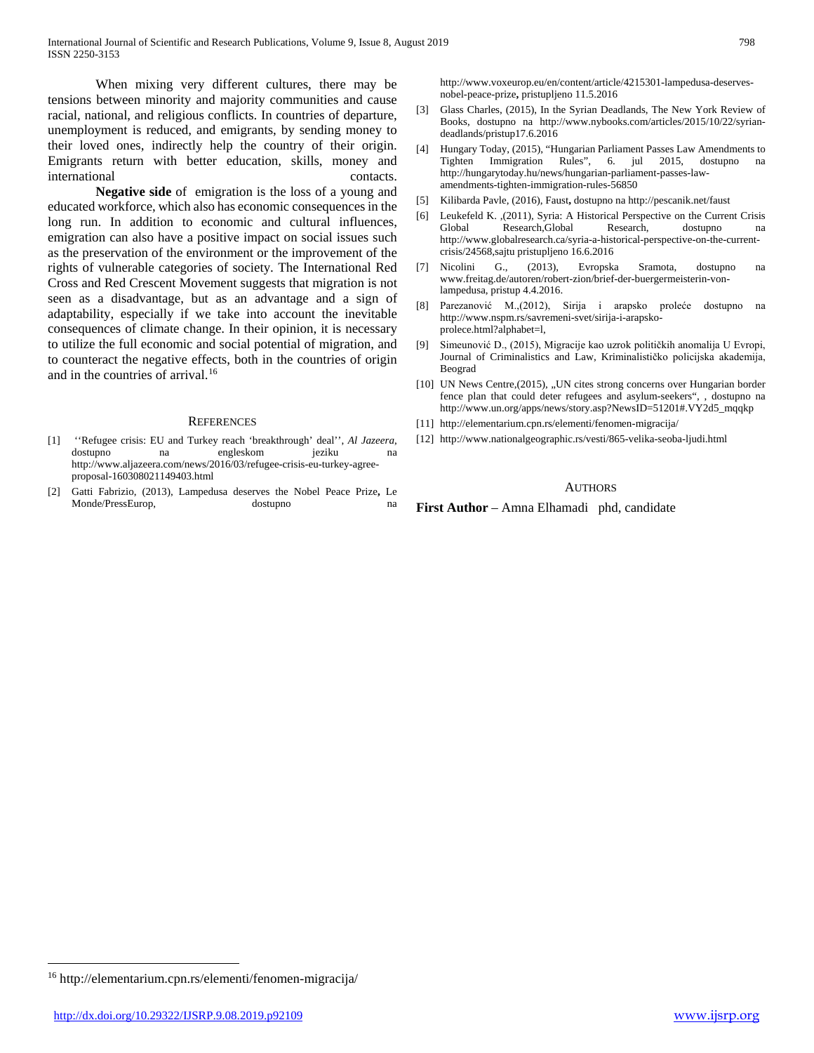When mixing very different cultures, there may be tensions between minority and majority communities and cause racial, national, and religious conflicts. In countries of departure, unemployment is reduced, and emigrants, by sending money to their loved ones, indirectly help the country of their origin. Emigrants return with better education, skills, money and international contacts.

**Negative side** of emigration is the loss of a young and educated workforce, which also has economic consequences in the long run. In addition to economic and cultural influences, emigration can also have a positive impact on social issues such as the preservation of the environment or the improvement of the rights of vulnerable categories of society. The International Red Cross and Red Crescent Movement suggests that migration is not seen as a disadvantage, but as an advantage and a sign of adaptability, especially if we take into account the inevitable consequences of climate change. In their opinion, it is necessary to utilize the full economic and social potential of migration, and to counteract the negative effects, both in the countries of origin and in the countries of arrival.[16]

## References

[1] ''Refugee crisis: EU and Turkey reach 'breakthrough' deal'', *Al Jazeera*, dostupno na engleskom jeziku na http://www.aljazeera.com/news/2016/03/refugee-crisis-eu-turkey-agree-proposal-160308021149403.html

[2] Gatti Fabrizio, (2013), Lampedusa deserves the Nobel Peace Prize**,** Le Monde/PressEurop, dostupno na http://www.voxeurop.eu/en/content/article/4215301-lampedusa-deserves-nobel-peace-prize**,** pristupljeno 11.5.2016

[3] Glass Charles, (2015), In the Syrian Deadlands, The New York Review of Books, dostupno na http://www.nybooks.com/articles/2015/10/22/syrian-deadlands/pristup17.6.2016

[4] Hungary Today, (2015), "Hungarian Parliament Passes Law Amendments to Tighten Immigration Rules", 6. jul 2015, dostupno na http://hungarytoday.hu/news/hungarian-parliament-passes-law-amendments-tighten-immigration-rules-56850

[5] Kilibarda Pavle, (2016), Faust**,** dostupno na http://pescanik.net/faust

[6] Leukefeld K. ,(2011), Syria: A Historical Perspective on the Current Crisis Global Research,Global Research, dostupno na http://www.globalresearch.ca/syria-a-historical-perspective-on-the-current-crisis/24568,sajtu pristupljeno 16.6.2016

[7] Nicolini G., (2013), Evropska Sramota, dostupno na www.freitag.de/autoren/robert-zion/brief-der-buergermeisterin-von-lampedusa, pristup 4.4.2016.

[8] Parezanović M.,(2012), Sirija i arapsko proleće dostupno na http://www.nspm.rs/savremeni-svet/sirija-i-arapsko-prolece.html?alphabet=l,

[9] Simeunović D., (2015), Migracije kao uzrok političkih anomalija U Evropi, Journal of Criminalistics and Law, Kriminalističko policijska akademija, Beograd

[10] UN News Centre,(2015), „UN cites strong concerns over Hungarian border fence plan that could deter refugees and asylum-seekers", , dostupno na http://www.un.org/apps/news/story.asp?NewsID=51201#.VY2d5_mqqkp

[11] http://elementarium.cpn.rs/elementi/fenomen-migracija/

[12] http://www.nationalgeographic.rs/vesti/865-velika-seoba-ljudi.html

## Authors

**First Author** – Amna Elhamadi phd, candidate

[16] http://elementarium.cpn.rs/elementi/fenomen-migracija/